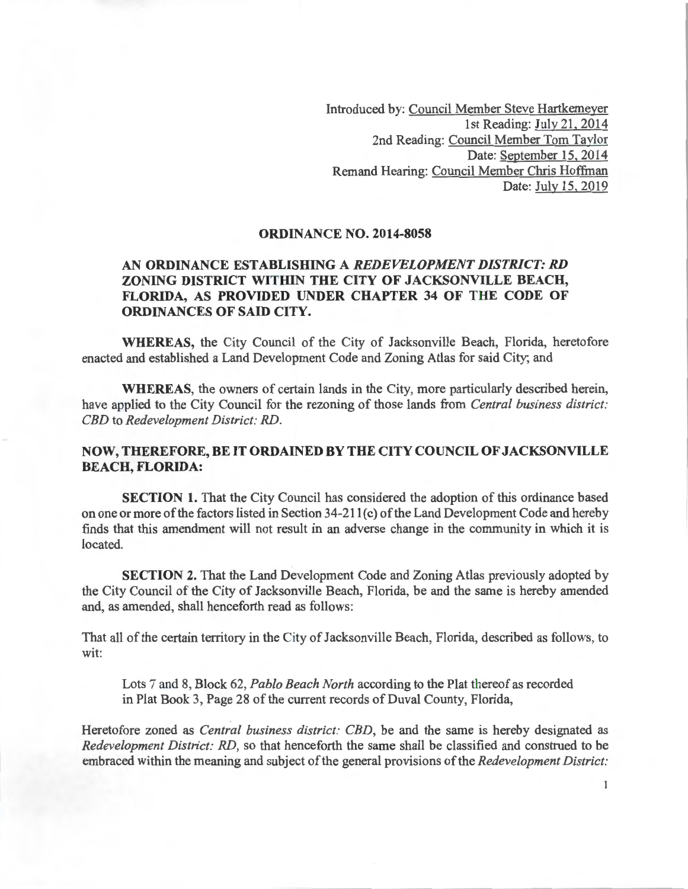Introduced by: Council Member Steve Hartkemeyer
1st Reading: July 21, 2014
2nd Reading: Council Member Tom Taylor
Date: September 15, 2014
Remand Hearing: Council Member Chris Hoffman
Date: July 15, 2019

## ORDINANCE NO. 2014-8058

**AN ORDINANCE ESTABLISHING A *REDEVELOPMENT DISTRICT: RD* ZONING DISTRICT WITHIN THE CITY OF JACKSONVILLE BEACH, FLORIDA, AS PROVIDED UNDER CHAPTER 34 OF THE CODE OF ORDINANCES OF SAID CITY.**

**WHEREAS,** the City Council of the City of Jacksonville Beach, Florida, heretofore enacted and established a Land Development Code and Zoning Atlas for said City; and

**WHEREAS,** the owners of certain lands in the City, more particularly described herein, have applied to the City Council for the rezoning of those lands from *Central business district: CBD* to *Redevelopment District: RD*.

**NOW, THEREFORE, BE IT ORDAINED BY THE CITY COUNCIL OF JACKSONVILLE BEACH, FLORIDA:**

**SECTION 1.** That the City Council has considered the adoption of this ordinance based on one or more of the factors listed in Section 34-211(c) of the Land Development Code and hereby finds that this amendment will not result in an adverse change in the community in which it is located.

**SECTION 2.** That the Land Development Code and Zoning Atlas previously adopted by the City Council of the City of Jacksonville Beach, Florida, be and the same is hereby amended and, as amended, shall henceforth read as follows:

That all of the certain territory in the City of Jacksonville Beach, Florida, described as follows, to wit:

> Lots 7 and 8, Block 62, *Pablo Beach North* according to the Plat thereof as recorded in Plat Book 3, Page 28 of the current records of Duval County, Florida,

Heretofore zoned as *Central business district: CBD*, be and the same is hereby designated as *Redevelopment District: RD*, so that henceforth the same shall be classified and construed to be embraced within the meaning and subject of the general provisions of the *Redevelopment District:*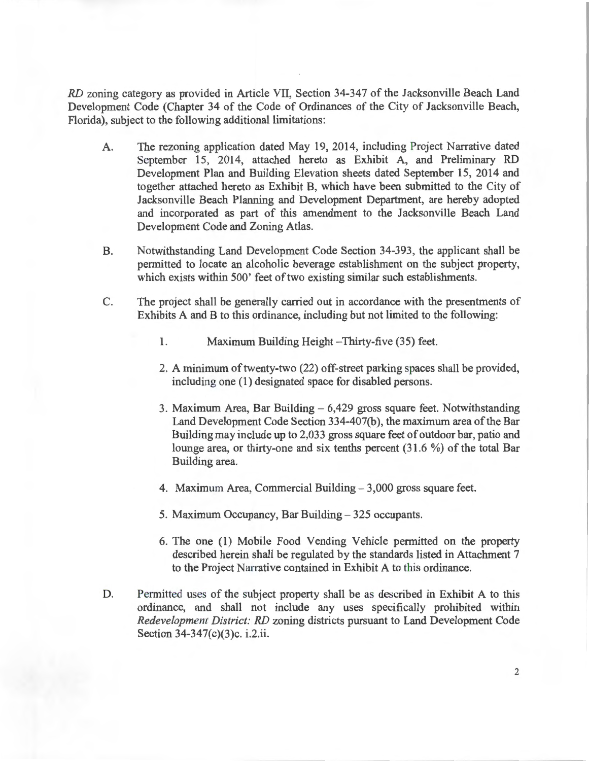*RD* zoning category as provided in Article VII, Section 34-347 of the Jacksonville Beach Land Development Code (Chapter 34 of the Code of Ordinances of the City of Jacksonville Beach, Florida), subject to the following additional limitations:

A. The rezoning application dated May 19, 2014, including Project Narrative dated September 15, 2014, attached hereto as Exhibit A, and Preliminary RD Development Plan and Building Elevation sheets dated September 15, 2014 and together attached hereto as Exhibit B, which have been submitted to the City of Jacksonville Beach Planning and Development Department, are hereby adopted and incorporated as part of this amendment to the Jacksonville Beach Land Development Code and Zoning Atlas.

B. Notwithstanding Land Development Code Section 34-393, the applicant shall be permitted to locate an alcoholic beverage establishment on the subject property, which exists within 500' feet of two existing similar such establishments.

C. The project shall be generally carried out in accordance with the presentments of Exhibits A and B to this ordinance, including but not limited to the following:

   1. Maximum Building Height –Thirty-five (35) feet.

   2. A minimum of twenty-two (22) off-street parking spaces shall be provided, including one (1) designated space for disabled persons.

   3. Maximum Area, Bar Building – 6,429 gross square feet. Notwithstanding Land Development Code Section 334-407(b), the maximum area of the Bar Building may include up to 2,033 gross square feet of outdoor bar, patio and lounge area, or thirty-one and six tenths percent (31.6 %) of the total Bar Building area.

   4. Maximum Area, Commercial Building – 3,000 gross square feet.

   5. Maximum Occupancy, Bar Building – 325 occupants.

   6. The one (1) Mobile Food Vending Vehicle permitted on the property described herein shall be regulated by the standards listed in Attachment 7 to the Project Narrative contained in Exhibit A to this ordinance.

D. Permitted uses of the subject property shall be as described in Exhibit A to this ordinance, and shall not include any uses specifically prohibited within *Redevelopment District: RD* zoning districts pursuant to Land Development Code Section 34-347(c)(3)c. i.2.ii.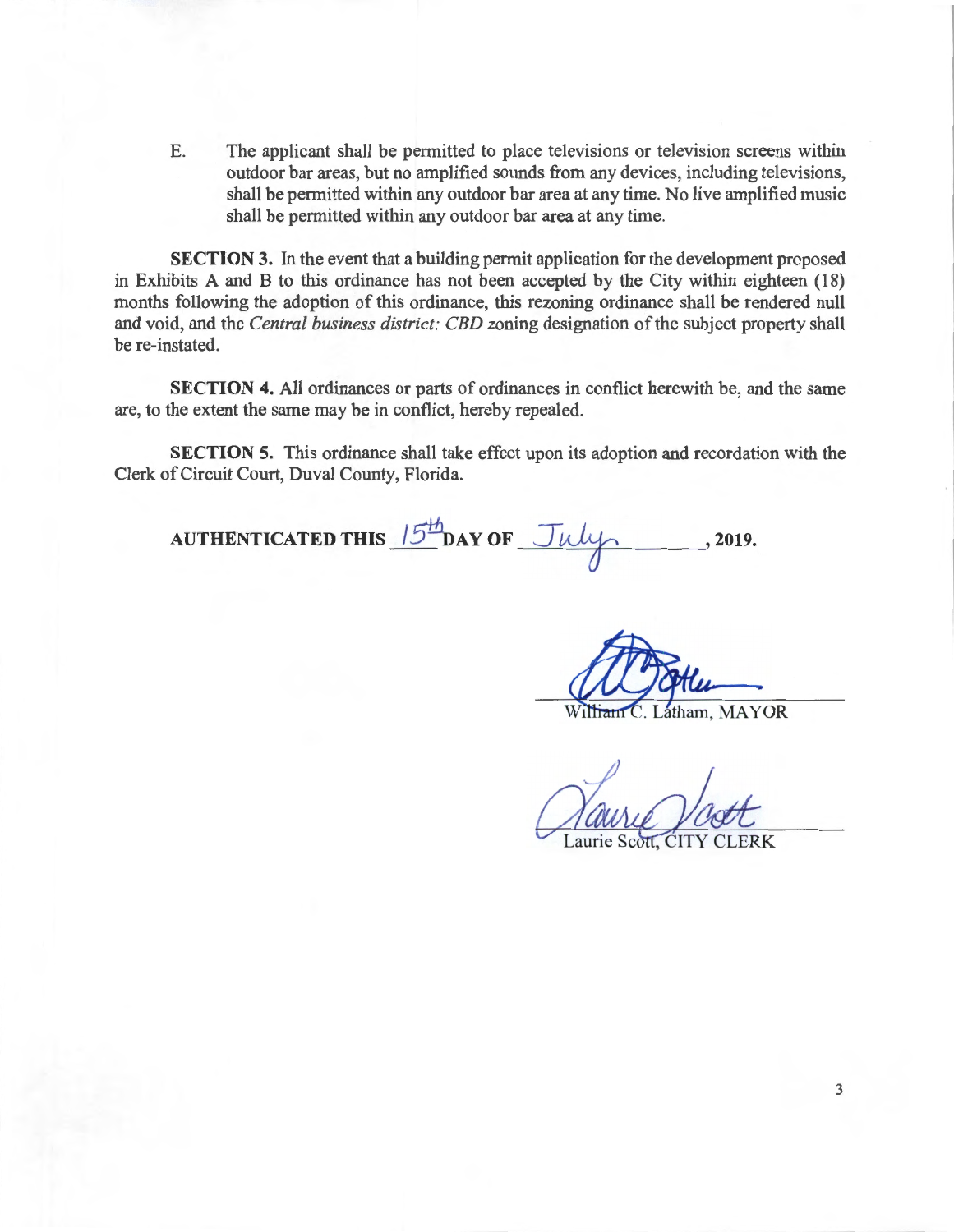E. The applicant shall be permitted to place televisions or television screens within outdoor bar areas, but no amplified sounds from any devices, including televisions, shall be permitted within any outdoor bar area at any time. No live amplified music shall be permitted within any outdoor bar area at any time.

**SECTION 3.** In the event that a building permit application for the development proposed in Exhibits A and B to this ordinance has not been accepted by the City within eighteen (18) months following the adoption of this ordinance, this rezoning ordinance shall be rendered null and void, and the *Central business district: CBD* zoning designation of the subject property shall be re-instated.

**SECTION 4.** All ordinances or parts of ordinances in conflict herewith be, and the same are, to the extent the same may be in conflict, hereby repealed.

**SECTION 5.** This ordinance shall take effect upon its adoption and recordation with the Clerk of Circuit Court, Duval County, Florida.

**AUTHENTICATED THIS** 15th **DAY OF** July**, 2019.**

William C. Latham, MAYOR

Laurie Scott, CITY CLERK